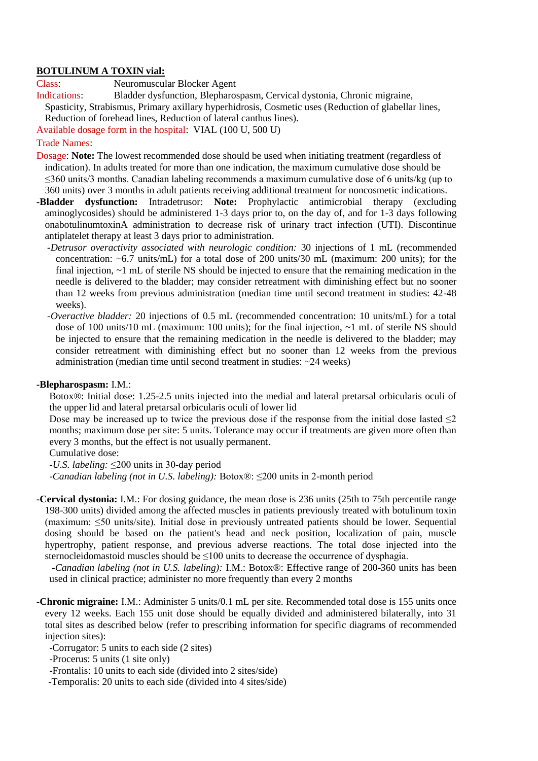**BOTULINUM A TOXIN vial:**

Class: Neuromuscular Blocker Agent

Indications: Bladder dysfunction, Blepharospasm, Cervical dystonia, Chronic migraine, Spasticity, Strabismus, Primary axillary hyperhidrosis, Cosmetic uses (Reduction of glabellar lines, Reduction of forehead lines, Reduction of lateral canthus lines).

Available dosage form in the hospital: VIAL (100 U, 500 U)

Trade Names:

Dosage: **Note:** The lowest recommended dose should be used when initiating treatment (regardless of indication). In adults treated for more than one indication, the maximum cumulative dose should be ≤360 units/3 months. Canadian labeling recommends a maximum cumulative dose of 6 units/kg (up to 360 units) over 3 months in adult patients receiving additional treatment for noncosmetic indications.

**-Bladder dysfunction:** Intradetrusor: **Note:** Prophylactic antimicrobial therapy (excluding aminoglycosides) should be administered 1-3 days prior to, on the day of, and for 1-3 days following onabotulinumtoxinA administration to decrease risk of urinary tract infection (UTI). Discontinue antiplatelet therapy at least 3 days prior to administration.

-*Detrusor overactivity associated with neurologic condition:* 30 injections of 1 mL (recommended concentration: ~6.7 units/mL) for a total dose of 200 units/30 mL (maximum: 200 units); for the final injection, ~1 mL of sterile NS should be injected to ensure that the remaining medication in the needle is delivered to the bladder; may consider retreatment with diminishing effect but no sooner than 12 weeks from previous administration (median time until second treatment in studies: 42-48 weeks).

-*Overactive bladder:* 20 injections of 0.5 mL (recommended concentration: 10 units/mL) for a total dose of 100 units/10 mL (maximum: 100 units); for the final injection, ~1 mL of sterile NS should be injected to ensure that the remaining medication in the needle is delivered to the bladder; may consider retreatment with diminishing effect but no sooner than 12 weeks from the previous administration (median time until second treatment in studies: ~24 weeks)

**-Blepharospasm:** I.M.:

Botox®: Initial dose: 1.25-2.5 units injected into the medial and lateral pretarsal orbicularis oculi of the upper lid and lateral pretarsal orbicularis oculi of lower lid

Dose may be increased up to twice the previous dose if the response from the initial dose lasted ≤2 months; maximum dose per site: 5 units. Tolerance may occur if treatments are given more often than every 3 months, but the effect is not usually permanent.

Cumulative dose:

-*U.S. labeling:* ≤200 units in 30-day period

-*Canadian labeling (not in U.S. labeling):* Botox®: ≤200 units in 2-month period

**-Cervical dystonia:** I.M.: For dosing guidance, the mean dose is 236 units (25th to 75th percentile range 198-300 units) divided among the affected muscles in patients previously treated with botulinum toxin (maximum: ≤50 units/site). Initial dose in previously untreated patients should be lower. Sequential dosing should be based on the patient's head and neck position, localization of pain, muscle hypertrophy, patient response, and previous adverse reactions. The total dose injected into the sternocleidomastoid muscles should be ≤100 units to decrease the occurrence of dysphagia.

-*Canadian labeling (not in U.S. labeling):* I.M.: Botox®: Effective range of 200-360 units has been used in clinical practice; administer no more frequently than every 2 months

**-Chronic migraine:** I.M.: Administer 5 units/0.1 mL per site. Recommended total dose is 155 units once every 12 weeks. Each 155 unit dose should be equally divided and administered bilaterally, into 31 total sites as described below (refer to prescribing information for specific diagrams of recommended injection sites):

-Corrugator: 5 units to each side (2 sites)

-Procerus: 5 units (1 site only)

-Frontalis: 10 units to each side (divided into 2 sites/side)

-Temporalis: 20 units to each side (divided into 4 sites/side)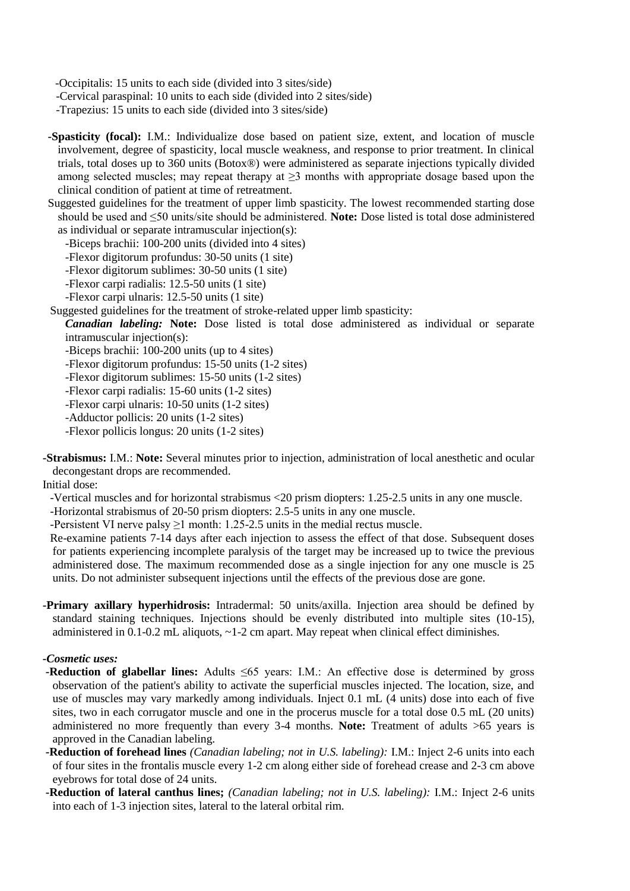-Occipitalis: 15 units to each side (divided into 3 sites/side)
-Cervical paraspinal: 10 units to each side (divided into 2 sites/side)
-Trapezius: 15 units to each side (divided into 3 sites/side)

**-Spasticity (focal):** I.M.: Individualize dose based on patient size, extent, and location of muscle involvement, degree of spasticity, local muscle weakness, and response to prior treatment. In clinical trials, total doses up to 360 units (Botox®) were administered as separate injections typically divided among selected muscles; may repeat therapy at ≥3 months with appropriate dosage based upon the clinical condition of patient at time of retreatment.

Suggested guidelines for the treatment of upper limb spasticity. The lowest recommended starting dose should be used and ≤50 units/site should be administered. **Note:** Dose listed is total dose administered as individual or separate intramuscular injection(s):

-Biceps brachii: 100-200 units (divided into 4 sites)
-Flexor digitorum profundus: 30-50 units (1 site)
-Flexor digitorum sublimes: 30-50 units (1 site)
-Flexor carpi radialis: 12.5-50 units (1 site)
-Flexor carpi ulnaris: 12.5-50 units (1 site)

Suggested guidelines for the treatment of stroke-related upper limb spasticity:

***Canadian labeling:*** **Note:** Dose listed is total dose administered as individual or separate intramuscular injection(s):

-Biceps brachii: 100-200 units (up to 4 sites)
-Flexor digitorum profundus: 15-50 units (1-2 sites)
-Flexor digitorum sublimes: 15-50 units (1-2 sites)
-Flexor carpi radialis: 15-60 units (1-2 sites)
-Flexor carpi ulnaris: 10-50 units (1-2 sites)
-Adductor pollicis: 20 units (1-2 sites)
-Flexor pollicis longus: 20 units (1-2 sites)

**-Strabismus:** I.M.: **Note:** Several minutes prior to injection, administration of local anesthetic and ocular decongestant drops are recommended.

Initial dose:

-Vertical muscles and for horizontal strabismus <20 prism diopters: 1.25-2.5 units in any one muscle.
-Horizontal strabismus of 20-50 prism diopters: 2.5-5 units in any one muscle.
-Persistent VI nerve palsy ≥1 month: 1.25-2.5 units in the medial rectus muscle.

Re-examine patients 7-14 days after each injection to assess the effect of that dose. Subsequent doses for patients experiencing incomplete paralysis of the target may be increased up to twice the previous administered dose. The maximum recommended dose as a single injection for any one muscle is 25 units. Do not administer subsequent injections until the effects of the previous dose are gone.

-**Primary axillary hyperhidrosis:** Intradermal: 50 units/axilla. Injection area should be defined by standard staining techniques. Injections should be evenly distributed into multiple sites (10-15), administered in 0.1-0.2 mL aliquots, ~1-2 cm apart. May repeat when clinical effect diminishes.

***-Cosmetic uses:***

**-Reduction of glabellar lines:** Adults ≤65 years: I.M.: An effective dose is determined by gross observation of the patient's ability to activate the superficial muscles injected. The location, size, and use of muscles may vary markedly among individuals. Inject 0.1 mL (4 units) dose into each of five sites, two in each corrugator muscle and one in the procerus muscle for a total dose 0.5 mL (20 units) administered no more frequently than every 3-4 months. **Note:** Treatment of adults >65 years is approved in the Canadian labeling.

**-Reduction of forehead lines** *(Canadian labeling; not in U.S. labeling):* I.M.: Inject 2-6 units into each of four sites in the frontalis muscle every 1-2 cm along either side of forehead crease and 2-3 cm above eyebrows for total dose of 24 units.

**-Reduction of lateral canthus lines;** *(Canadian labeling; not in U.S. labeling):* I.M.: Inject 2-6 units into each of 1-3 injection sites, lateral to the lateral orbital rim.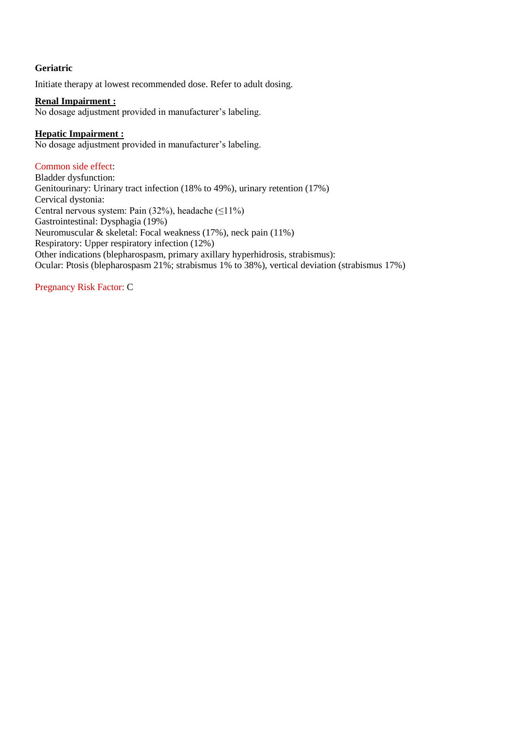**Geriatric**

Initiate therapy at lowest recommended dose. Refer to adult dosing.

**Renal Impairment :**

No dosage adjustment provided in manufacturer's labeling.

**Hepatic Impairment :**

No dosage adjustment provided in manufacturer's labeling.

Common side effect:

Bladder dysfunction:

Genitourinary: Urinary tract infection (18% to 49%), urinary retention (17%)

Cervical dystonia:

Central nervous system: Pain (32%), headache (≤11%)

Gastrointestinal: Dysphagia (19%)

Neuromuscular & skeletal: Focal weakness (17%), neck pain (11%)

Respiratory: Upper respiratory infection (12%)

Other indications (blepharospasm, primary axillary hyperhidrosis, strabismus):

Ocular: Ptosis (blepharospasm 21%; strabismus 1% to 38%), vertical deviation (strabismus 17%)

Pregnancy Risk Factor: C